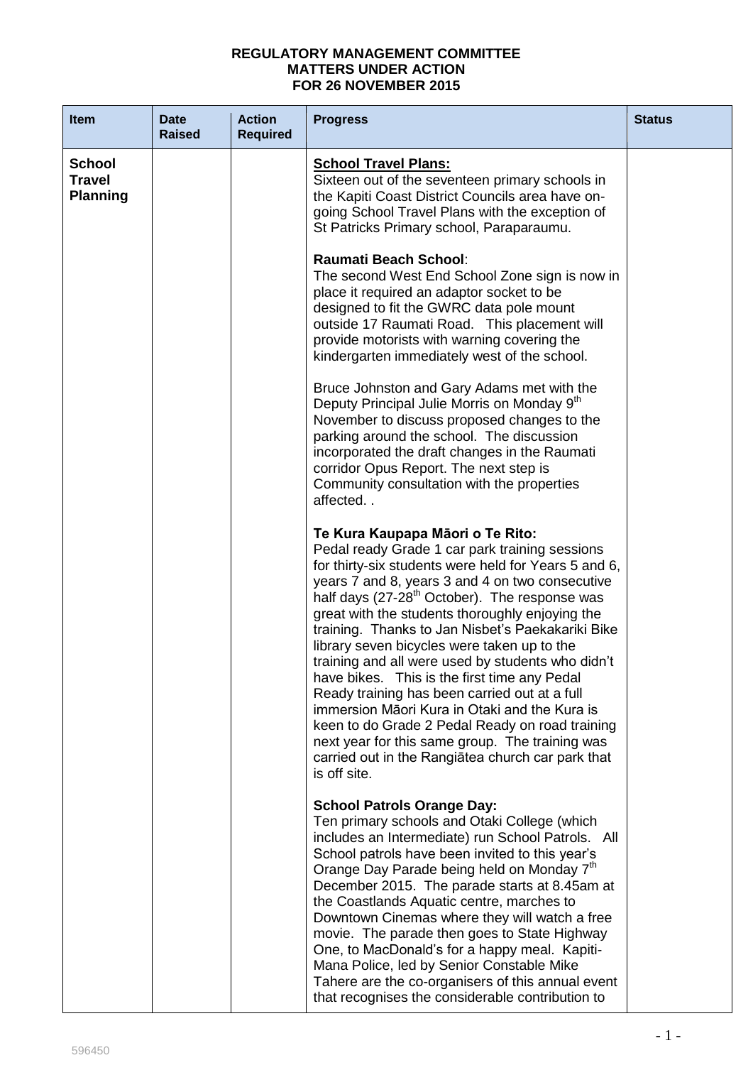**REGULATORY MANAGEMENT COMMITTEE**
**MATTERS UNDER ACTION**
**FOR 26 NOVEMBER 2015**

| Item | Date Raised | Action Required | Progress | Status |
|---|---|---|---|---|
| **School Travel Planning** | | | **<u>School Travel Plans:</u>**<br>Sixteen out of the seventeen primary schools in the Kapiti Coast District Councils area have on-going School Travel Plans with the exception of St Patricks Primary school, Paraparaumu.<br><br>**Raumati Beach School**:<br>The second West End School Zone sign is now in place it required an adaptor socket to be designed to fit the GWRC data pole mount outside 17 Raumati Road. This placement will provide motorists with warning covering the kindergarten immediately west of the school.<br><br>Bruce Johnston and Gary Adams met with the Deputy Principal Julie Morris on Monday 9th November to discuss proposed changes to the parking around the school. The discussion incorporated the draft changes in the Raumati corridor Opus Report. The next step is Community consultation with the properties affected. .<br><br>**Te Kura Kaupapa Māori o Te Rito:**<br>Pedal ready Grade 1 car park training sessions for thirty-six students were held for Years 5 and 6, years 7 and 8, years 3 and 4 on two consecutive half days (27-28th October). The response was great with the students thoroughly enjoying the training. Thanks to Jan Nisbet's Paekakariki Bike library seven bicycles were taken up to the training and all were used by students who didn't have bikes. This is the first time any Pedal Ready training has been carried out at a full immersion Māori Kura in Otaki and the Kura is keen to do Grade 2 Pedal Ready on road training next year for this same group. The training was carried out in the Rangiātea church car park that is off site.<br><br>**School Patrols Orange Day:**<br>Ten primary schools and Otaki College (which includes an Intermediate) run School Patrols. All School patrols have been invited to this year's Orange Day Parade being held on Monday 7th December 2015. The parade starts at 8.45am at the Coastlands Aquatic centre, marches to Downtown Cinemas where they will watch a free movie. The parade then goes to State Highway One, to MacDonald's for a happy meal. Kapiti-Mana Police, led by Senior Constable Mike Tahere are the co-organisers of this annual event that recognises the considerable contribution to | |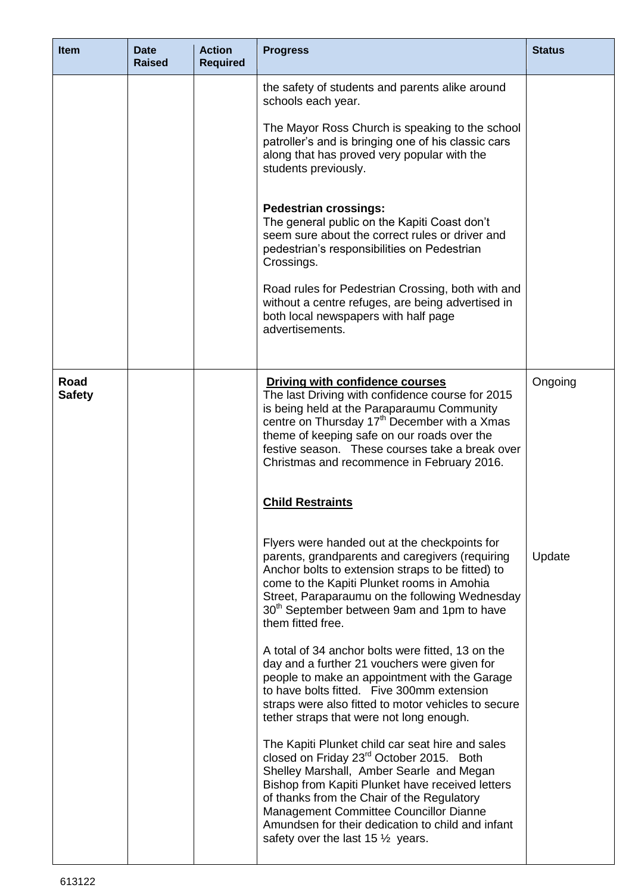| Item | Date Raised | Action Required | Progress | Status |
|---|---|---|---|---|
| | | | the safety of students and parents alike around schools each year.<br><br>The Mayor Ross Church is speaking to the school patroller's and is bringing one of his classic cars along that has proved very popular with the students previously.<br><br>**Pedestrian crossings:**<br>The general public on the Kapiti Coast don't seem sure about the correct rules or driver and pedestrian's responsibilities on Pedestrian Crossings.<br><br>Road rules for Pedestrian Crossing, both with and without a centre refuges, are being advertised in both local newspapers with half page advertisements. | |
| **Road Safety** | | | **Driving with confidence courses**<br>The last Driving with confidence course for 2015 is being held at the Paraparaumu Community centre on Thursday 17th December with a Xmas theme of keeping safe on our roads over the festive season. These courses take a break over Christmas and recommence in February 2016. | Ongoing |
| | | | **Child Restraints**<br><br>Flyers were handed out at the checkpoints for parents, grandparents and caregivers (requiring Anchor bolts to extension straps to be fitted) to come to the Kapiti Plunket rooms in Amohia Street, Paraparaumu on the following Wednesday 30th September between 9am and 1pm to have them fitted free.<br><br>A total of 34 anchor bolts were fitted, 13 on the day and a further 21 vouchers were given for people to make an appointment with the Garage to have bolts fitted. Five 300mm extension straps were also fitted to motor vehicles to secure tether straps that were not long enough.<br><br>The Kapiti Plunket child car seat hire and sales closed on Friday 23rd October 2015. Both Shelley Marshall, Amber Searle and Megan Bishop from Kapiti Plunket have received letters of thanks from the Chair of the Regulatory Management Committee Councillor Dianne Amundsen for their dedication to child and infant safety over the last 15 ½ years. | Update |

613122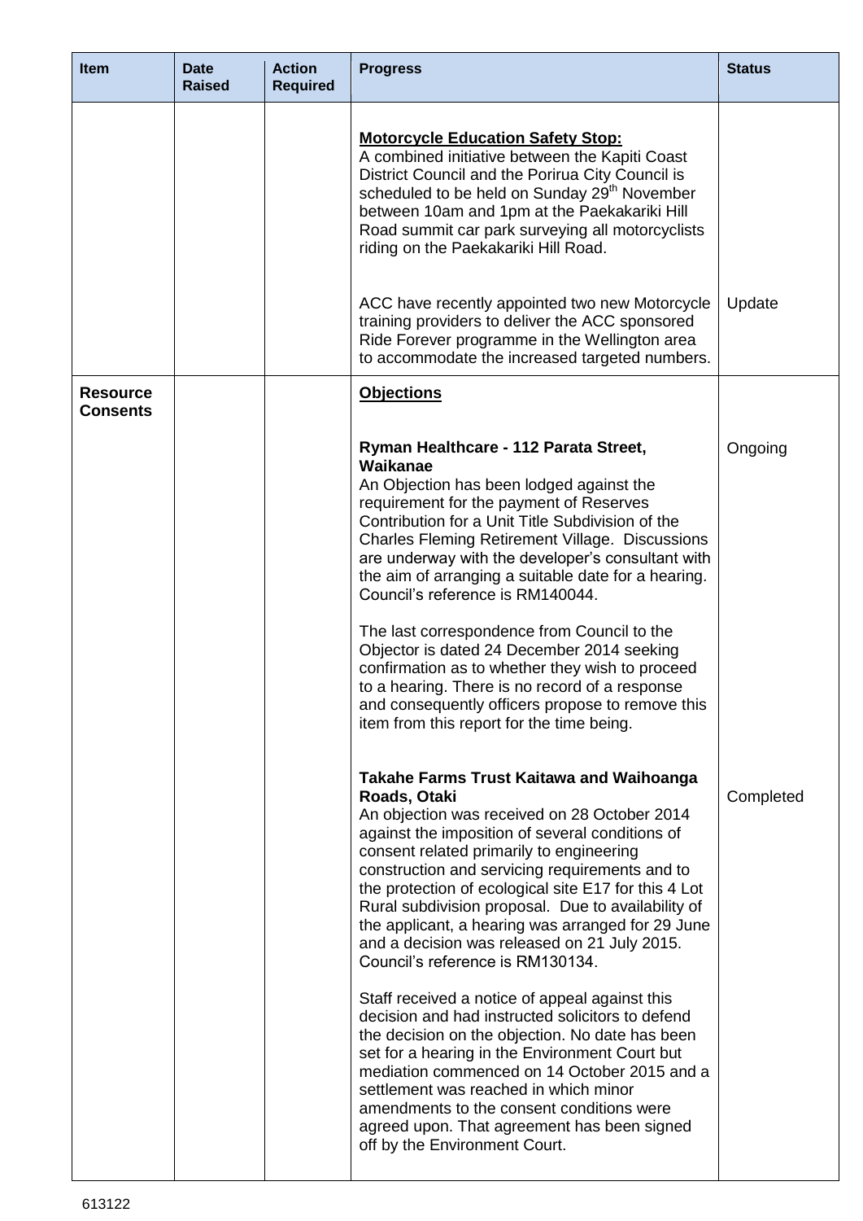| Item | Date Raised | Action Required | Progress | Status |
| --- | --- | --- | --- | --- |
| | | | **<u>Motorcycle Education Safety Stop:</u>** A combined initiative between the Kapiti Coast District Council and the Porirua City Council is scheduled to be held on Sunday 29th November between 10am and 1pm at the Paekakariki Hill Road summit car park surveying all motorcyclists riding on the Paekakariki Hill Road. | |
| | | | ACC have recently appointed two new Motorcycle training providers to deliver the ACC sponsored Ride Forever programme in the Wellington area to accommodate the increased targeted numbers. | Update |
| **Resource Consents** | | | **<u>Objections</u>** | |
| | | | **Ryman Healthcare - 112 Parata Street, Waikanae** An Objection has been lodged against the requirement for the payment of Reserves Contribution for a Unit Title Subdivision of the Charles Fleming Retirement Village. Discussions are underway with the developer's consultant with the aim of arranging a suitable date for a hearing. Council's reference is RM140044. <br><br> The last correspondence from Council to the Objector is dated 24 December 2014 seeking confirmation as to whether they wish to proceed to a hearing. There is no record of a response and consequently officers propose to remove this item from this report for the time being. | Ongoing |
| | | | **Takahe Farms Trust Kaitawa and Waihoanga Roads, Otaki** An objection was received on 28 October 2014 against the imposition of several conditions of consent related primarily to engineering construction and servicing requirements and to the protection of ecological site E17 for this 4 Lot Rural subdivision proposal. Due to availability of the applicant, a hearing was arranged for 29 June and a decision was released on 21 July 2015. Council's reference is RM130134. <br><br> Staff received a notice of appeal against this decision and had instructed solicitors to defend the decision on the objection. No date has been set for a hearing in the Environment Court but mediation commenced on 14 October 2015 and a settlement was reached in which minor amendments to the consent conditions were agreed upon. That agreement has been signed off by the Environment Court. | Completed |

613122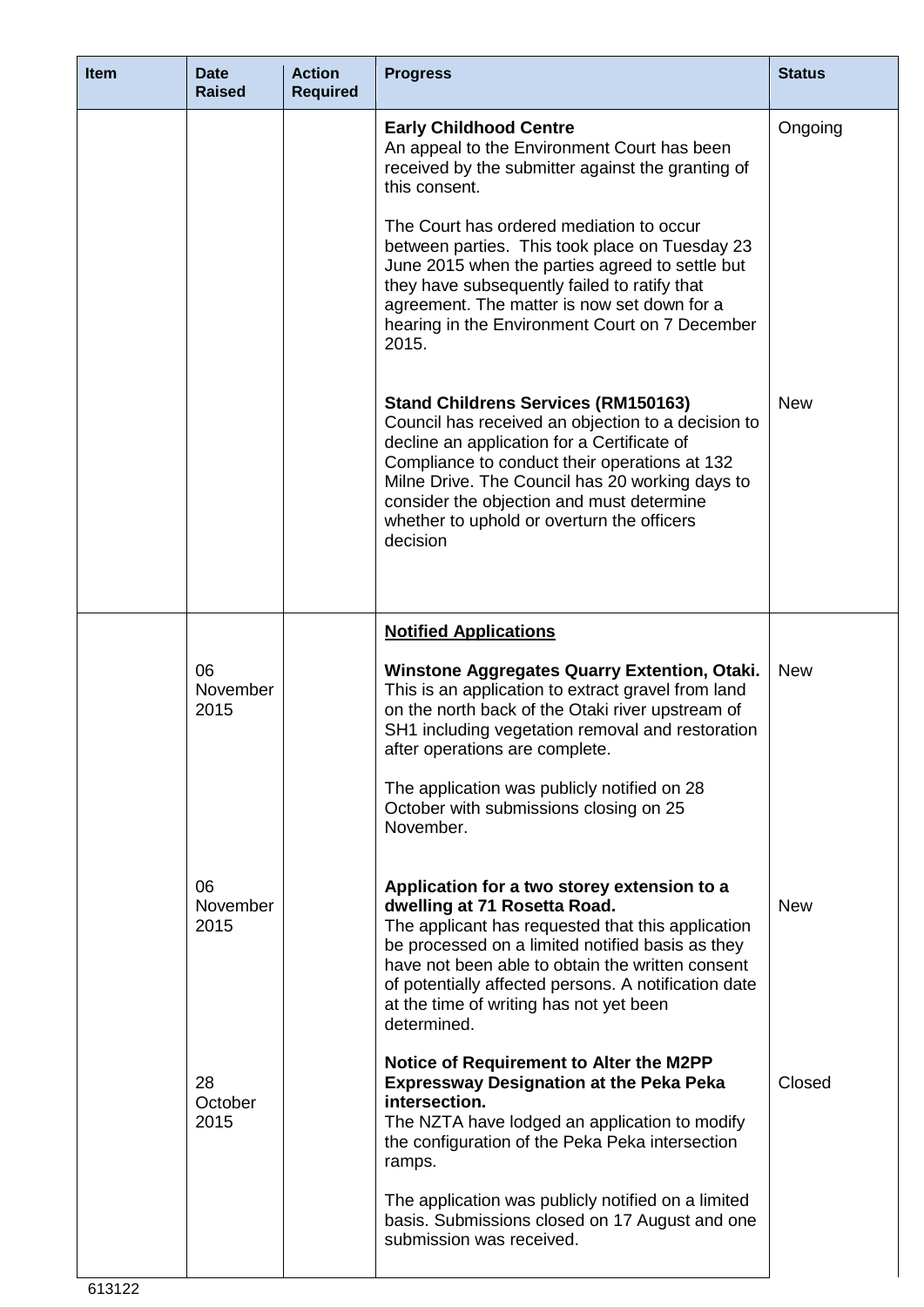| Item | Date Raised | Action Required | Progress | Status |
|---|---|---|---|---|
| | | | **Early Childhood Centre**<br>An appeal to the Environment Court has been received by the submitter against the granting of this consent.<br><br>The Court has ordered mediation to occur between parties. This took place on Tuesday 23 June 2015 when the parties agreed to settle but they have subsequently failed to ratify that agreement. The matter is now set down for a hearing in the Environment Court on 7 December 2015. | Ongoing |
| | | | **Stand Childrens Services (RM150163)**<br>Council has received an objection to a decision to decline an application for a Certificate of Compliance to conduct their operations at 132 Milne Drive. The Council has 20 working days to consider the objection and must determine whether to uphold or overturn the officers decision | New |
| | | | **<u>Notified Applications</u>** | |
| | 06 November 2015 | | **Winstone Aggregates Quarry Extention, Otaki.**<br>This is an application to extract gravel from land on the north back of the Otaki river upstream of SH1 including vegetation removal and restoration after operations are complete.<br><br>The application was publicly notified on 28 October with submissions closing on 25 November. | New |
| | 06 November 2015 | | **Application for a two storey extension to a dwelling at 71 Rosetta Road.**<br>The applicant has requested that this application be processed on a limited notified basis as they have not been able to obtain the written consent of potentially affected persons. A notification date at the time of writing has not yet been determined. | New |
| | 28 October 2015 | | **Notice of Requirement to Alter the M2PP Expressway Designation at the Peka Peka intersection.**<br>The NZTA have lodged an application to modify the configuration of the Peka Peka intersection ramps.<br><br>The application was publicly notified on a limited basis. Submissions closed on 17 August and one submission was received. | Closed |

613122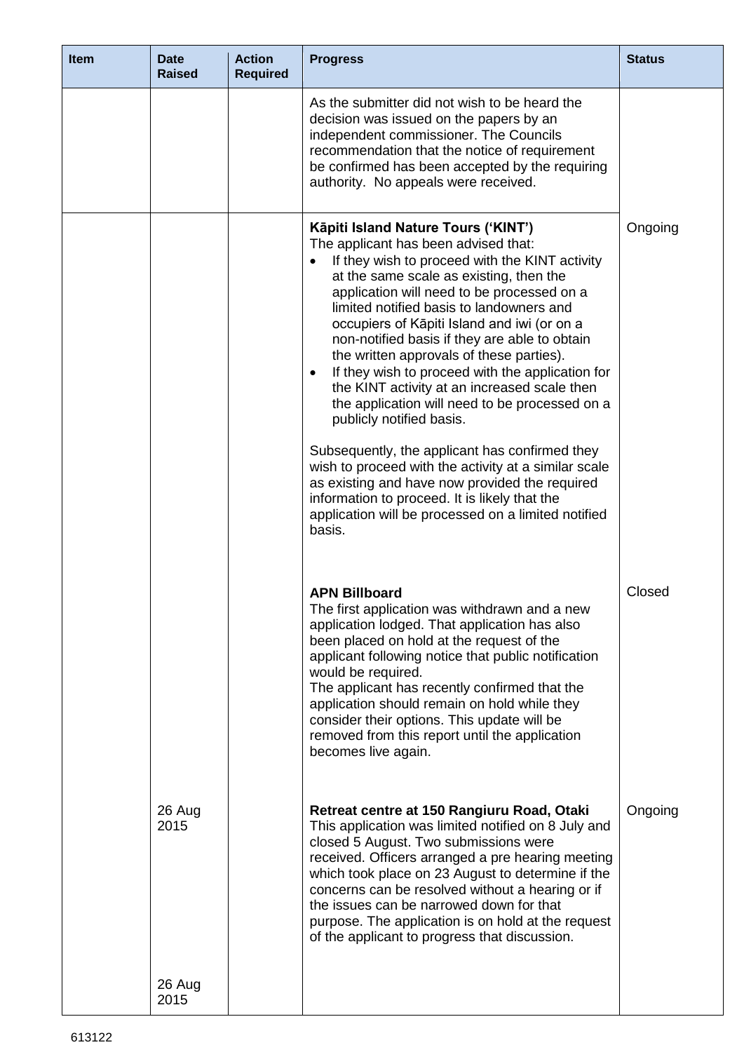| Item | Date Raised | Action Required | Progress | Status |
|---|---|---|---|---|
| | | | As the submitter did not wish to be heard the decision was issued on the papers by an independent commissioner. The Councils recommendation that the notice of requirement be confirmed has been accepted by the requiring authority. No appeals were received. | |
| | | | **Kāpiti Island Nature Tours ('KINT')**<br>The applicant has been advised that:<br>• If they wish to proceed with the KINT activity at the same scale as existing, then the application will need to be processed on a limited notified basis to landowners and occupiers of Kāpiti Island and iwi (or on a non-notified basis if they are able to obtain the written approvals of these parties).<br>• If they wish to proceed with the application for the KINT activity at an increased scale then the application will need to be processed on a publicly notified basis.<br><br>Subsequently, the applicant has confirmed they wish to proceed with the activity at a similar scale as existing and have now provided the required information to proceed. It is likely that the application will be processed on a limited notified basis. | Ongoing |
| | | | **APN Billboard**<br>The first application was withdrawn and a new application lodged. That application has also been placed on hold at the request of the applicant following notice that public notification would be required.<br>The applicant has recently confirmed that the application should remain on hold while they consider their options. This update will be removed from this report until the application becomes live again. | Closed |
| | 26 Aug 2015 | | **Retreat centre at 150 Rangiuru Road, Otaki**<br>This application was limited notified on 8 July and closed 5 August. Two submissions were received. Officers arranged a pre hearing meeting which took place on 23 August to determine if the concerns can be resolved without a hearing or if the issues can be narrowed down for that purpose. The application is on hold at the request of the applicant to progress that discussion. | Ongoing |
| | 26 Aug 2015 | | | |

613122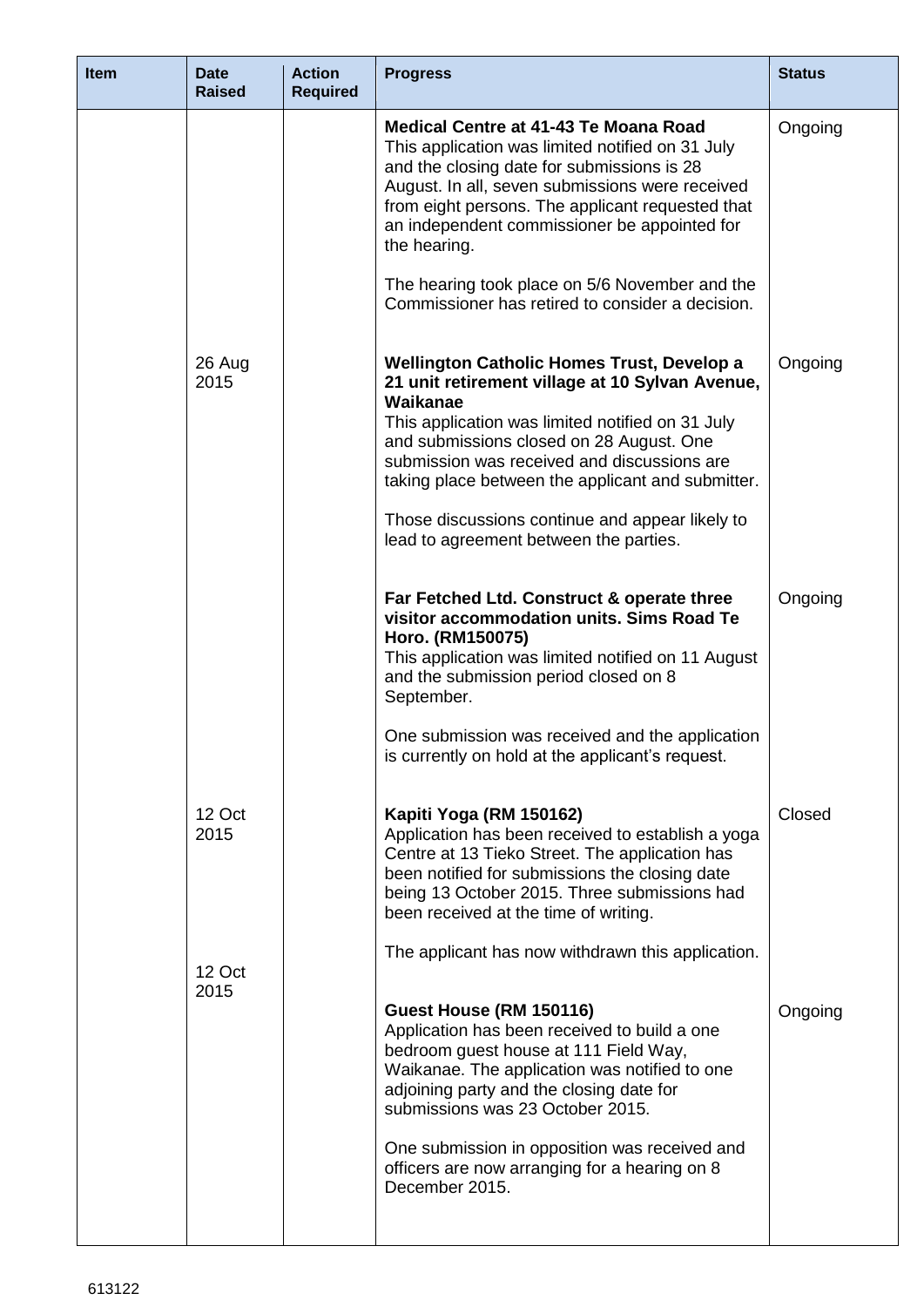| Item | Date Raised | Action Required | Progress | Status |
|---|---|---|---|---|
| | | | **Medical Centre at 41-43 Te Moana Road**<br>This application was limited notified on 31 July and the closing date for submissions is 28 August. In all, seven submissions were received from eight persons. The applicant requested that an independent commissioner be appointed for the hearing.<br><br>The hearing took place on 5/6 November and the Commissioner has retired to consider a decision. | Ongoing |
| | 26 Aug 2015 | | **Wellington Catholic Homes Trust, Develop a 21 unit retirement village at 10 Sylvan Avenue, Waikanae**<br>This application was limited notified on 31 July and submissions closed on 28 August. One submission was received and discussions are taking place between the applicant and submitter.<br><br>Those discussions continue and appear likely to lead to agreement between the parties. | Ongoing |
| | | | **Far Fetched Ltd. Construct & operate three visitor accommodation units. Sims Road Te Horo. (RM150075)**<br>This application was limited notified on 11 August and the submission period closed on 8 September.<br><br>One submission was received and the application is currently on hold at the applicant's request. | Ongoing |
| | 12 Oct 2015 | | **Kapiti Yoga (RM 150162)**<br>Application has been received to establish a yoga Centre at 13 Tieko Street. The application has been notified for submissions the closing date being 13 October 2015. Three submissions had been received at the time of writing.<br><br>The applicant has now withdrawn this application. | Closed |
| | 12 Oct 2015 | | **Guest House (RM 150116)**<br>Application has been received to build a one bedroom guest house at 111 Field Way, Waikanae. The application was notified to one adjoining party and the closing date for submissions was 23 October 2015.<br><br>One submission in opposition was received and officers are now arranging for a hearing on 8 December 2015. | Ongoing |

613122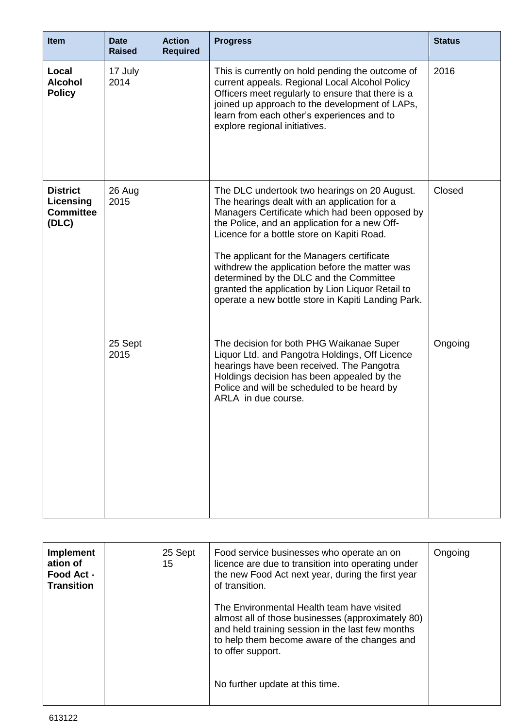| Item | Date Raised | Action Required | Progress | Status |
|---|---|---|---|---|
| **Local Alcohol Policy** | 17 July 2014 | | This is currently on hold pending the outcome of current appeals. Regional Local Alcohol Policy Officers meet regularly to ensure that there is a joined up approach to the development of LAPs, learn from each other's experiences and to explore regional initiatives. | 2016 |
| **District Licensing Committee (DLC)** | 26 Aug 2015 | | The DLC undertook two hearings on 20 August. The hearings dealt with an application for a Managers Certificate which had been opposed by the Police, and an application for a new Off-Licence for a bottle store on Kapiti Road.<br><br>The applicant for the Managers certificate withdrew the application before the matter was determined by the DLC and the Committee granted the application by Lion Liquor Retail to operate a new bottle store in Kapiti Landing Park. | Closed |
| | 25 Sept 2015 | | The decision for both PHG Waikanae Super Liquor Ltd. and Pangotra Holdings, Off Licence hearings have been received. The Pangotra Holdings decision has been appealed by the Police and will be scheduled to be heard by ARLA in due course. | Ongoing |
| **Implementation of Food Act - Transition** | | 25 Sept 15 | Food service businesses who operate an on licence are due to transition into operating under the new Food Act next year, during the first year of transition.<br><br>The Environmental Health team have visited almost all of those businesses (approximately 80) and held training session in the last few months to help them become aware of the changes and to offer support.<br><br>No further update at this time. | Ongoing |

613122